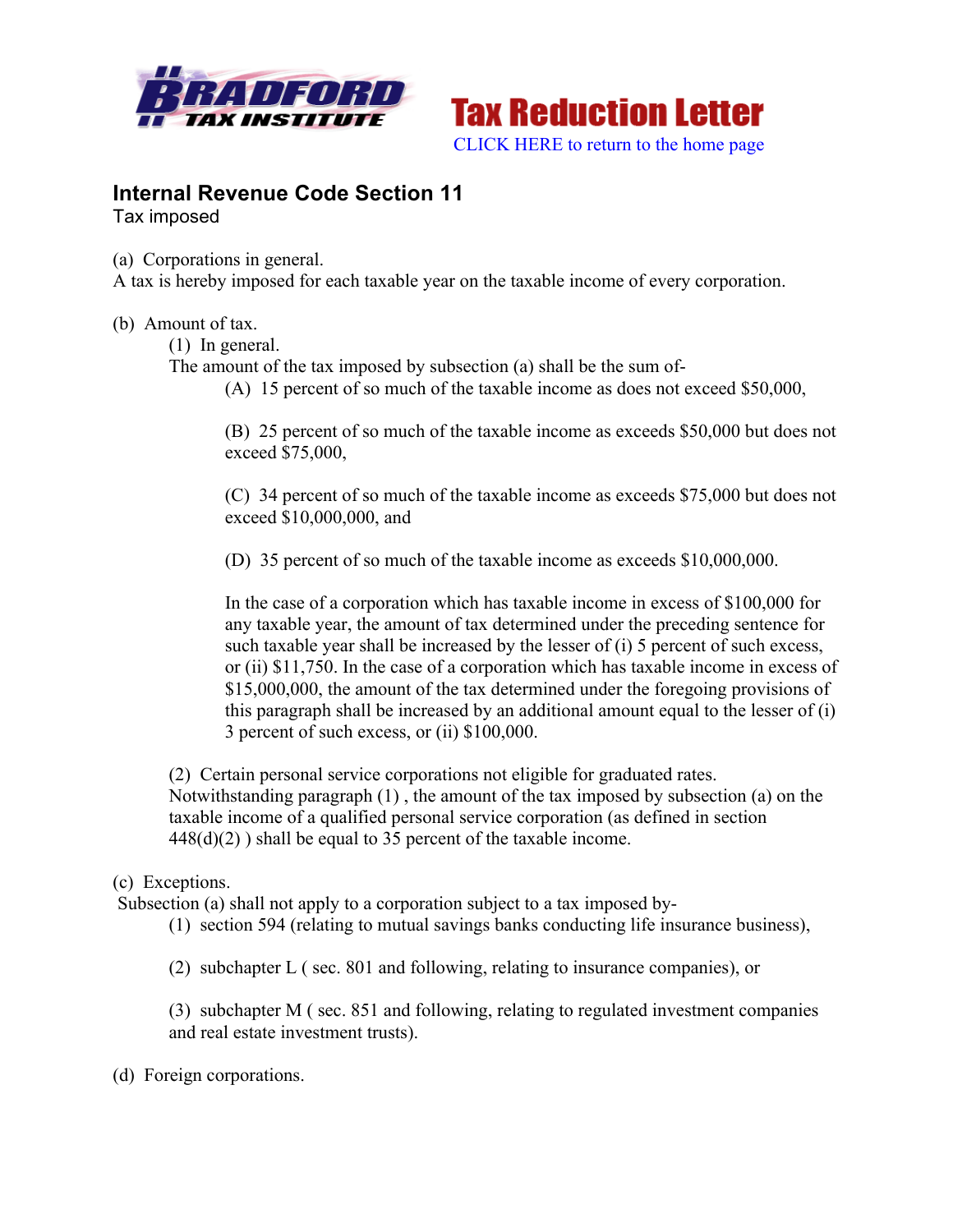Tax Reduction Letter

CLICK HERE to return to the home page

## Internal Revenue Code Section 11

Tax imposed

(a) Corporations in general.
A tax is hereby imposed for each taxable year on the taxable income of every corporation.

(b) Amount of tax.

(1) In general.
The amount of the tax imposed by subsection (a) shall be the sum of-

(A) 15 percent of so much of the taxable income as does not exceed $50,000,

(B) 25 percent of so much of the taxable income as exceeds $50,000 but does not exceed $75,000,

(C) 34 percent of so much of the taxable income as exceeds $75,000 but does not exceed $10,000,000, and

(D) 35 percent of so much of the taxable income as exceeds $10,000,000.

In the case of a corporation which has taxable income in excess of $100,000 for any taxable year, the amount of tax determined under the preceding sentence for such taxable year shall be increased by the lesser of (i) 5 percent of such excess, or (ii) $11,750. In the case of a corporation which has taxable income in excess of $15,000,000, the amount of the tax determined under the foregoing provisions of this paragraph shall be increased by an additional amount equal to the lesser of (i) 3 percent of such excess, or (ii) $100,000.

(2) Certain personal service corporations not eligible for graduated rates.
Notwithstanding paragraph (1) , the amount of the tax imposed by subsection (a) on the taxable income of a qualified personal service corporation (as defined in section 448(d)(2) ) shall be equal to 35 percent of the taxable income.

(c) Exceptions.
Subsection (a) shall not apply to a corporation subject to a tax imposed by-

(1) section 594 (relating to mutual savings banks conducting life insurance business),

(2) subchapter L ( sec. 801 and following, relating to insurance companies), or

(3) subchapter M ( sec. 851 and following, relating to regulated investment companies and real estate investment trusts).

(d) Foreign corporations.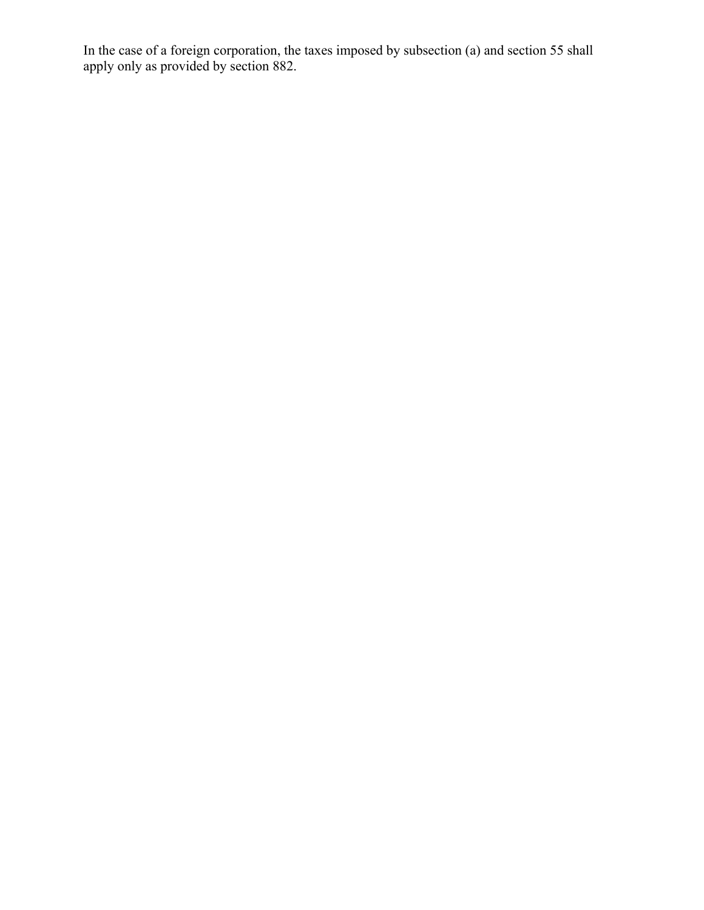In the case of a foreign corporation, the taxes imposed by subsection (a) and section 55 shall apply only as provided by section 882.